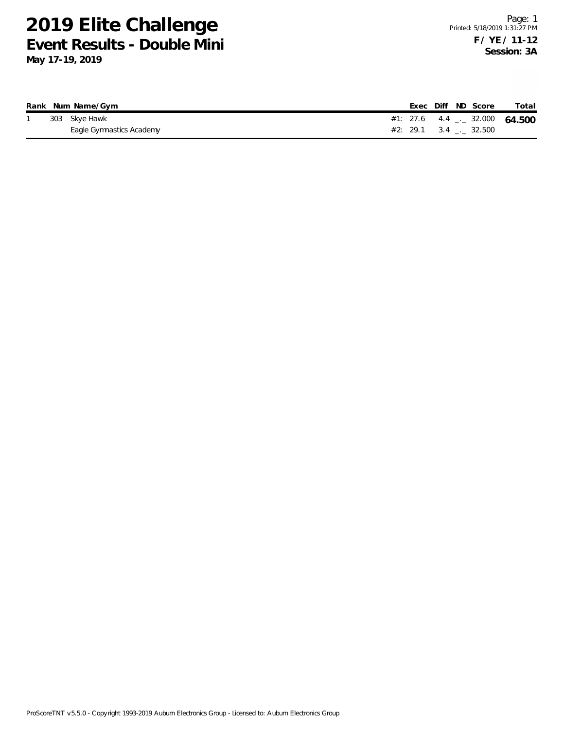# 2019 Elite Challenge

## Event Results - Double Mini

**May 17-19, 2019**

Page: 1
Printed: 5/18/2019 1:31:27 PM

**F / YE / 11-12**
**Session: 3A**

| Rank | Num | Name/Gym | | Exec | Diff | ND | Score | Total |
|---|---|---|---|---|---|---|---|---|
| 1 | 303 | Skye Hawk | #1: | 27.6 | 4.4 | _._ | 32.000 | **64.500** |
| | | Eagle Gymnastics Academy | #2: | 29.1 | 3.4 | _._ | 32.500 | |

ProScoreTNT v5.5.0 - Copyright 1993-2019 Auburn Electronics Group - Licensed to: Auburn Electronics Group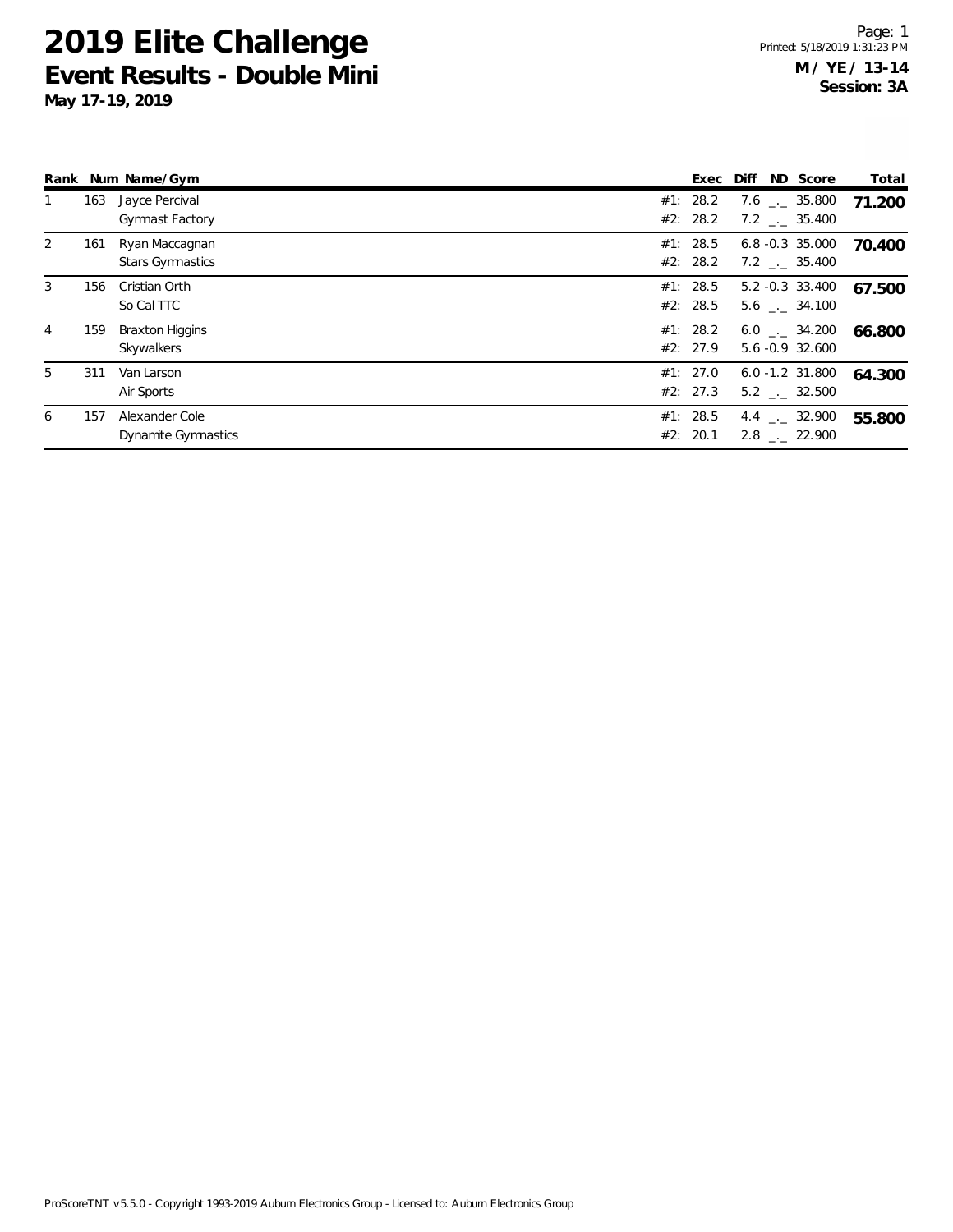# 2019 Elite Challenge

## Event Results - Double Mini

**May 17-19, 2019**

**M / YE / 13-14**
**Session: 3A**

| Rank | Num | Name/Gym | | Exec | Diff | ND | Score | Total |
|---|---|---|---|---|---|---|---|---|
| 1 | 163 | Jayce Percival | #1: | 28.2 | 7.6 | _._ | 35.800 | **71.200** |
| | | Gymnast Factory | #2: | 28.2 | 7.2 | _._ | 35.400 | |
| 2 | 161 | Ryan Maccagnan | #1: | 28.5 | 6.8 | -0.3 | 35.000 | **70.400** |
| | | Stars Gymnastics | #2: | 28.2 | 7.2 | _._ | 35.400 | |
| 3 | 156 | Cristian Orth | #1: | 28.5 | 5.2 | -0.3 | 33.400 | **67.500** |
| | | So Cal TTC | #2: | 28.5 | 5.6 | _._ | 34.100 | |
| 4 | 159 | Braxton Higgins | #1: | 28.2 | 6.0 | _._ | 34.200 | **66.800** |
| | | Skywalkers | #2: | 27.9 | 5.6 | -0.9 | 32.600 | |
| 5 | 311 | Van Larson | #1: | 27.0 | 6.0 | -1.2 | 31.800 | **64.300** |
| | | Air Sports | #2: | 27.3 | 5.2 | _._ | 32.500 | |
| 6 | 157 | Alexander Cole | #1: | 28.5 | 4.4 | _._ | 32.900 | **55.800** |
| | | Dynamite Gymnastics | #2: | 20.1 | 2.8 | _._ | 22.900 | |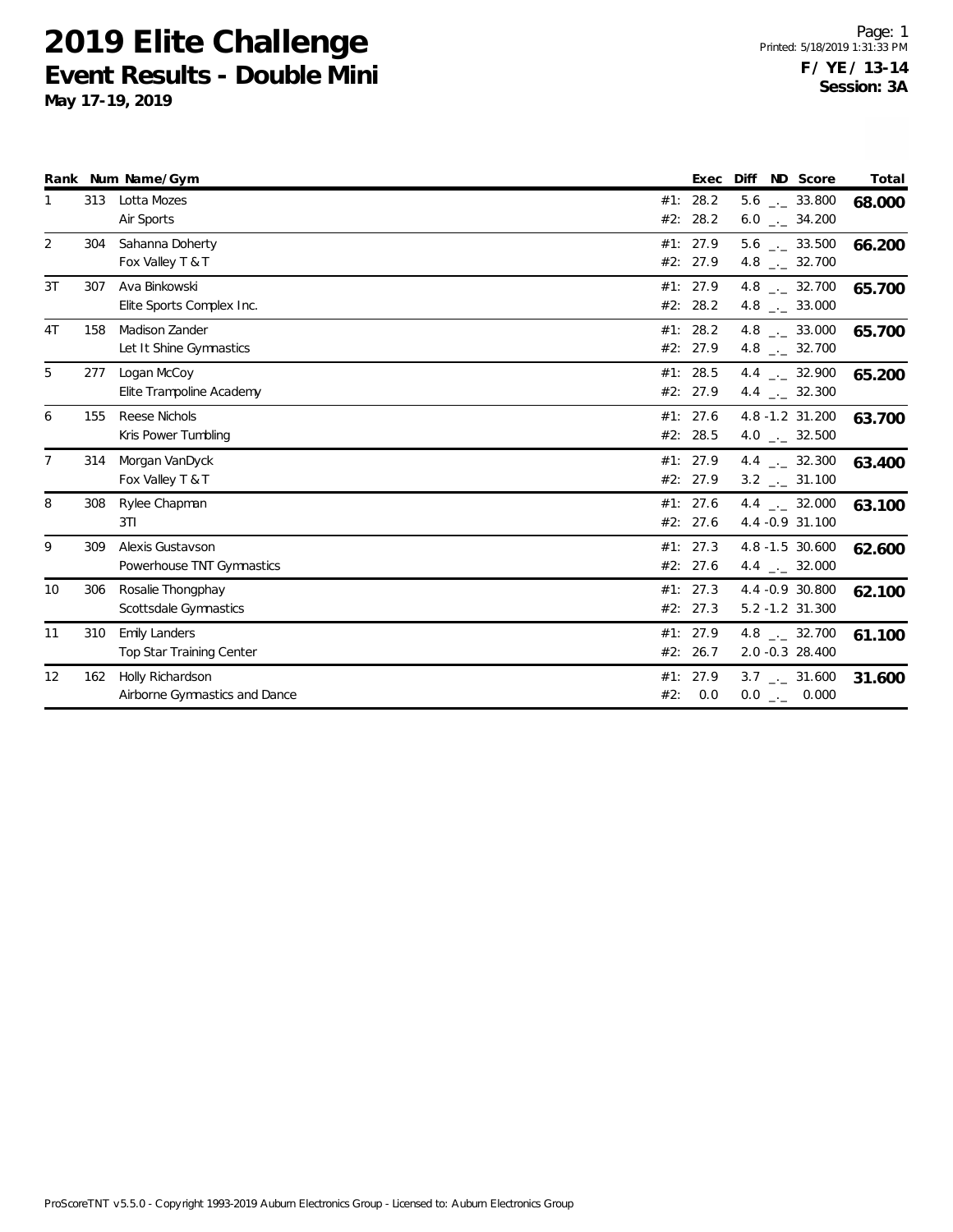# 2019 Elite Challenge
## Event Results - Double Mini
**May 17-19, 2019**

**F / YE / 13-14**
**Session: 3A**

| Rank | Num | Name/Gym | | Exec | Diff | ND | Score | Total |
|---|---|---|---|---|---|---|---|---|
| 1 | 313 | Lotta Mozes | #1: | 28.2 | 5.6 | _._ | 33.800 | **68.000** |
| | | Air Sports | #2: | 28.2 | 6.0 | _._ | 34.200 | |
| 2 | 304 | Sahanna Doherty | #1: | 27.9 | 5.6 | _._ | 33.500 | **66.200** |
| | | Fox Valley T & T | #2: | 27.9 | 4.8 | _._ | 32.700 | |
| 3T | 307 | Ava Binkowski | #1: | 27.9 | 4.8 | _._ | 32.700 | **65.700** |
| | | Elite Sports Complex Inc. | #2: | 28.2 | 4.8 | _._ | 33.000 | |
| 4T | 158 | Madison Zander | #1: | 28.2 | 4.8 | _._ | 33.000 | **65.700** |
| | | Let It Shine Gymnastics | #2: | 27.9 | 4.8 | _._ | 32.700 | |
| 5 | 277 | Logan McCoy | #1: | 28.5 | 4.4 | _._ | 32.900 | **65.200** |
| | | Elite Trampoline Academy | #2: | 27.9 | 4.4 | _._ | 32.300 | |
| 6 | 155 | Reese Nichols | #1: | 27.6 | 4.8 | -1.2 | 31.200 | **63.700** |
| | | Kris Power Tumbling | #2: | 28.5 | 4.0 | _._ | 32.500 | |
| 7 | 314 | Morgan VanDyck | #1: | 27.9 | 4.4 | _._ | 32.300 | **63.400** |
| | | Fox Valley T & T | #2: | 27.9 | 3.2 | _._ | 31.100 | |
| 8 | 308 | Rylee Chapman | #1: | 27.6 | 4.4 | _._ | 32.000 | **63.100** |
| | | 3TI | #2: | 27.6 | 4.4 | -0.9 | 31.100 | |
| 9 | 309 | Alexis Gustavson | #1: | 27.3 | 4.8 | -1.5 | 30.600 | **62.600** |
| | | Powerhouse TNT Gymnastics | #2: | 27.6 | 4.4 | _._ | 32.000 | |
| 10 | 306 | Rosalie Thongphay | #1: | 27.3 | 4.4 | -0.9 | 30.800 | **62.100** |
| | | Scottsdale Gymnastics | #2: | 27.3 | 5.2 | -1.2 | 31.300 | |
| 11 | 310 | Emily Landers | #1: | 27.9 | 4.8 | _._ | 32.700 | **61.100** |
| | | Top Star Training Center | #2: | 26.7 | 2.0 | -0.3 | 28.400 | |
| 12 | 162 | Holly Richardson | #1: | 27.9 | 3.7 | _._ | 31.600 | **31.600** |
| | | Airborne Gymnastics and Dance | #2: | 0.0 | 0.0 | _._ | 0.000 | |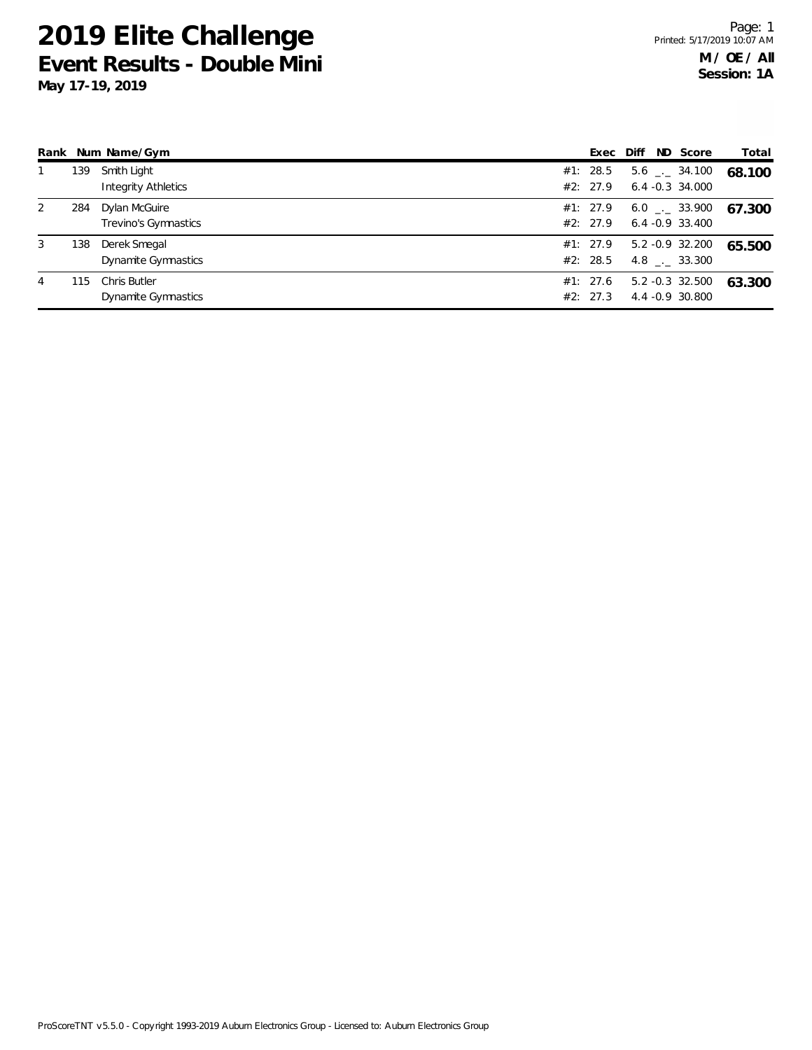# 2019 Elite Challenge

## Event Results - Double Mini

**May 17-19, 2019**

**M / OE / All**
**Session: 1A**

| Rank | Num | Name/Gym | | Exec | Diff | ND | Score | Total |
|---|---|---|---|---|---|---|---|---|
| 1 | 139 | Smith Light | #1: | 28.5 | 5.6 | _._ | 34.100 | 68.100 |
| | | Integrity Athletics | #2: | 27.9 | 6.4 | -0.3 | 34.000 | |
| 2 | 284 | Dylan McGuire | #1: | 27.9 | 6.0 | _._ | 33.900 | 67.300 |
| | | Trevino's Gymnastics | #2: | 27.9 | 6.4 | -0.9 | 33.400 | |
| 3 | 138 | Derek Smegal | #1: | 27.9 | 5.2 | -0.9 | 32.200 | 65.500 |
| | | Dynamite Gymnastics | #2: | 28.5 | 4.8 | _._ | 33.300 | |
| 4 | 115 | Chris Butler | #1: | 27.6 | 5.2 | -0.3 | 32.500 | 63.300 |
| | | Dynamite Gymnastics | #2: | 27.3 | 4.4 | -0.9 | 30.800 | |

ProScoreTNT v5.5.0 - Copyright 1993-2019 Auburn Electronics Group - Licensed to: Auburn Electronics Group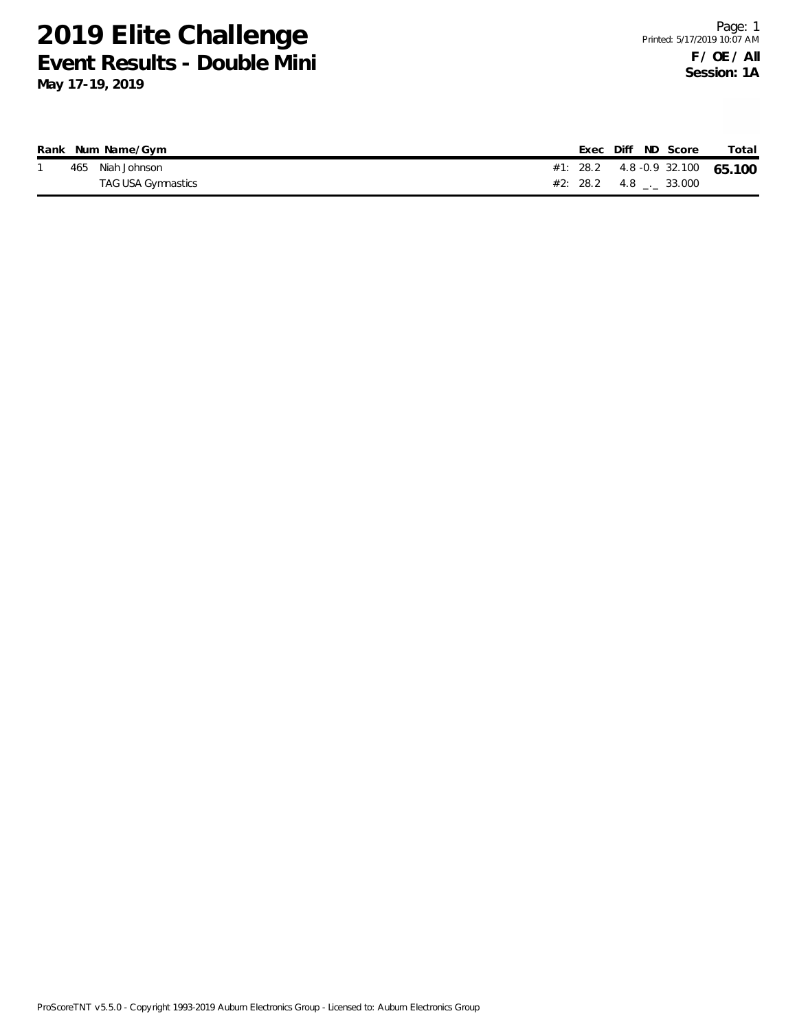# 2019 Elite Challenge

## Event Results - Double Mini

**May 17-19, 2019**

**F / OE / All**
**Session: 1A**

| Rank | Num | Name/Gym | | Exec | Diff | ND | Score | Total |
|---|---|---|---|---|---|---|---|---|
| 1 | 465 | Niah Johnson | #1: | 28.2 | 4.8 | -0.9 | 32.100 | **65.100** |
| | | TAG USA Gymnastics | #2: | 28.2 | 4.8 | _._ | 33.000 | |

ProScoreTNT v5.5.0 - Copyright 1993-2019 Auburn Electronics Group - Licensed to: Auburn Electronics Group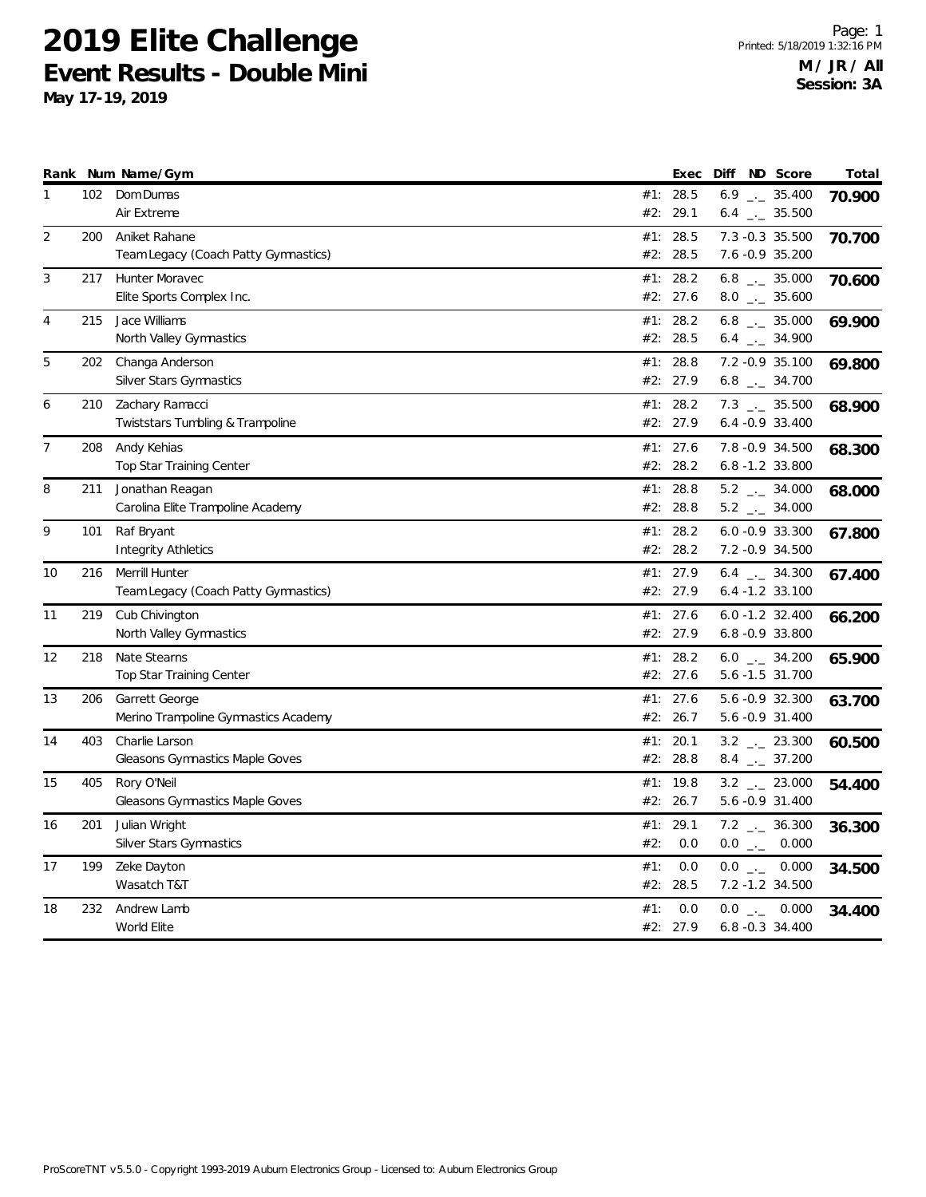# 2019 Elite Challenge

## Event Results - Double Mini

**May 17-19, 2019**

**M / JR / All**
**Session: 3A**

| Rank | Num | Name/Gym | | Exec | Diff | ND | Score | Total |
|---|---|---|---|---|---|---|---|---|
| 1 | 102 | Dom Dumas | #1: | 28.5 | 6.9 | _._ | 35.400 | **70.900** |
| | | Air Extreme | #2: | 29.1 | 6.4 | _._ | 35.500 | |
| 2 | 200 | Aniket Rahane | #1: | 28.5 | 7.3 | -0.3 | 35.500 | **70.700** |
| | | Team Legacy (Coach Patty Gymnastics) | #2: | 28.5 | 7.6 | -0.9 | 35.200 | |
| 3 | 217 | Hunter Moravec | #1: | 28.2 | 6.8 | _._ | 35.000 | **70.600** |
| | | Elite Sports Complex Inc. | #2: | 27.6 | 8.0 | _._ | 35.600 | |
| 4 | 215 | Jace Williams | #1: | 28.2 | 6.8 | _._ | 35.000 | **69.900** |
| | | North Valley Gymnastics | #2: | 28.5 | 6.4 | _._ | 34.900 | |
| 5 | 202 | Changa Anderson | #1: | 28.8 | 7.2 | -0.9 | 35.100 | **69.800** |
| | | Silver Stars Gymnastics | #2: | 27.9 | 6.8 | _._ | 34.700 | |
| 6 | 210 | Zachary Ramacci | #1: | 28.2 | 7.3 | _._ | 35.500 | **68.900** |
| | | Twiststars Tumbling & Trampoline | #2: | 27.9 | 6.4 | -0.9 | 33.400 | |
| 7 | 208 | Andy Kehias | #1: | 27.6 | 7.8 | -0.9 | 34.500 | **68.300** |
| | | Top Star Training Center | #2: | 28.2 | 6.8 | -1.2 | 33.800 | |
| 8 | 211 | Jonathan Reagan | #1: | 28.8 | 5.2 | _._ | 34.000 | **68.000** |
| | | Carolina Elite Trampoline Academy | #2: | 28.8 | 5.2 | _._ | 34.000 | |
| 9 | 101 | Raf Bryant | #1: | 28.2 | 6.0 | -0.9 | 33.300 | **67.800** |
| | | Integrity Athletics | #2: | 28.2 | 7.2 | -0.9 | 34.500 | |
| 10 | 216 | Merrill Hunter | #1: | 27.9 | 6.4 | _._ | 34.300 | **67.400** |
| | | Team Legacy (Coach Patty Gymnastics) | #2: | 27.9 | 6.4 | -1.2 | 33.100 | |
| 11 | 219 | Cub Chivington | #1: | 27.6 | 6.0 | -1.2 | 32.400 | **66.200** |
| | | North Valley Gymnastics | #2: | 27.9 | 6.8 | -0.9 | 33.800 | |
| 12 | 218 | Nate Stearns | #1: | 28.2 | 6.0 | _._ | 34.200 | **65.900** |
| | | Top Star Training Center | #2: | 27.6 | 5.6 | -1.5 | 31.700 | |
| 13 | 206 | Garrett George | #1: | 27.6 | 5.6 | -0.9 | 32.300 | **63.700** |
| | | Merino Trampoline Gymnastics Academy | #2: | 26.7 | 5.6 | -0.9 | 31.400 | |
| 14 | 403 | Charlie Larson | #1: | 20.1 | 3.2 | _._ | 23.300 | **60.500** |
| | | Gleasons Gymnastics Maple Goves | #2: | 28.8 | 8.4 | _._ | 37.200 | |
| 15 | 405 | Rory O'Neil | #1: | 19.8 | 3.2 | _._ | 23.000 | **54.400** |
| | | Gleasons Gymnastics Maple Goves | #2: | 26.7 | 5.6 | -0.9 | 31.400 | |
| 16 | 201 | Julian Wright | #1: | 29.1 | 7.2 | _._ | 36.300 | **36.300** |
| | | Silver Stars Gymnastics | #2: | 0.0 | 0.0 | _._ | 0.000 | |
| 17 | 199 | Zeke Dayton | #1: | 0.0 | 0.0 | _._ | 0.000 | **34.500** |
| | | Wasatch T&T | #2: | 28.5 | 7.2 | -1.2 | 34.500 | |
| 18 | 232 | Andrew Lamb | #1: | 0.0 | 0.0 | _._ | 0.000 | **34.400** |
| | | World Elite | #2: | 27.9 | 6.8 | -0.3 | 34.400 | |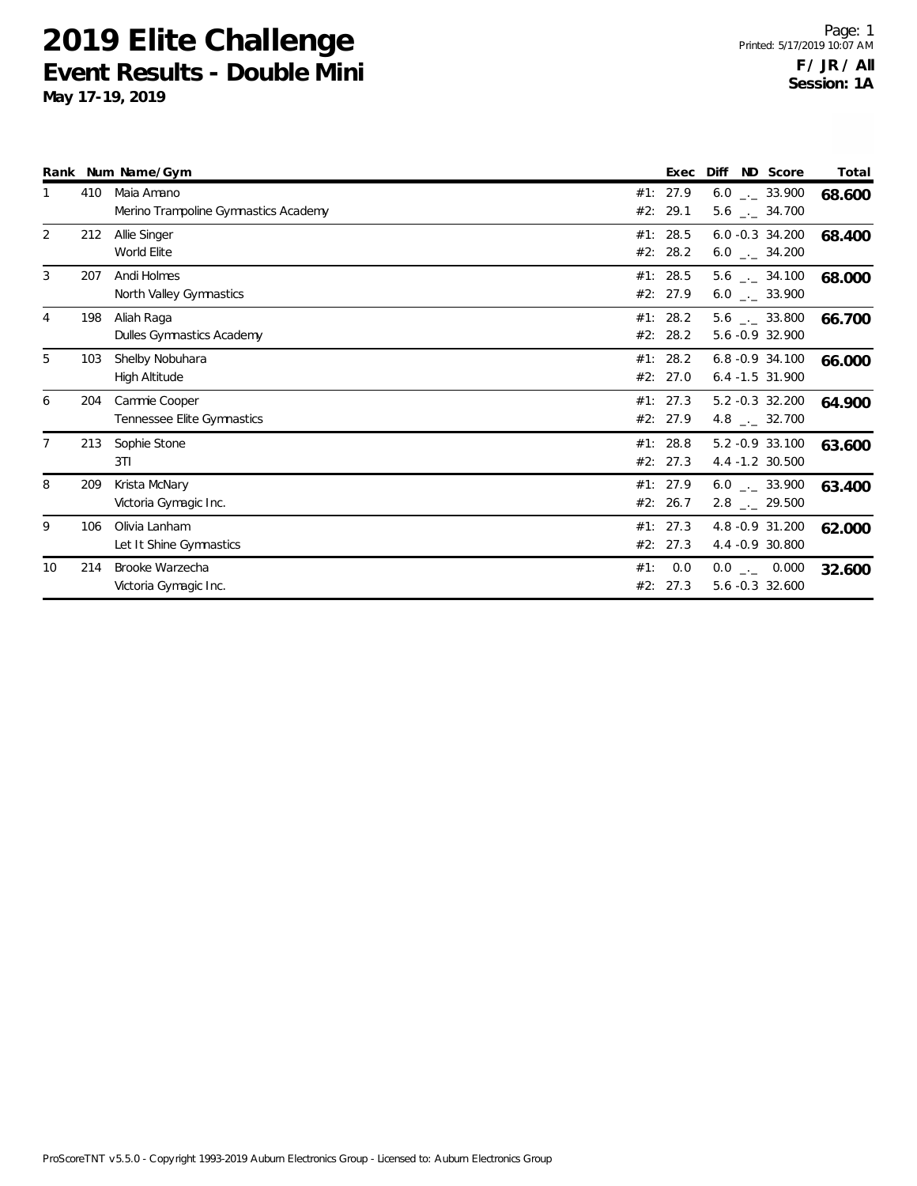# 2019 Elite Challenge

## Event Results - Double Mini

**May 17-19, 2019**

**F / JR / All**
**Session: 1A**

| Rank | Num | Name/Gym | | Exec | Diff | ND | Score | Total |
|---|---|---|---|---|---|---|---|---|
| 1 | 410 | Maia Amano | #1: | 27.9 | 6.0 | _._ | 33.900 | **68.600** |
| | | Merino Trampoline Gymnastics Academy | #2: | 29.1 | 5.6 | _._ | 34.700 | |
| 2 | 212 | Allie Singer | #1: | 28.5 | 6.0 | -0.3 | 34.200 | **68.400** |
| | | World Elite | #2: | 28.2 | 6.0 | _._ | 34.200 | |
| 3 | 207 | Andi Holmes | #1: | 28.5 | 5.6 | _._ | 34.100 | **68.000** |
| | | North Valley Gymnastics | #2: | 27.9 | 6.0 | _._ | 33.900 | |
| 4 | 198 | Aliah Raga | #1: | 28.2 | 5.6 | _._ | 33.800 | **66.700** |
| | | Dulles Gymnastics Academy | #2: | 28.2 | 5.6 | -0.9 | 32.900 | |
| 5 | 103 | Shelby Nobuhara | #1: | 28.2 | 6.8 | -0.9 | 34.100 | **66.000** |
| | | High Altitude | #2: | 27.0 | 6.4 | -1.5 | 31.900 | |
| 6 | 204 | Cammie Cooper | #1: | 27.3 | 5.2 | -0.3 | 32.200 | **64.900** |
| | | Tennessee Elite Gymnastics | #2: | 27.9 | 4.8 | _._ | 32.700 | |
| 7 | 213 | Sophie Stone | #1: | 28.8 | 5.2 | -0.9 | 33.100 | **63.600** |
| | | 3TI | #2: | 27.3 | 4.4 | -1.2 | 30.500 | |
| 8 | 209 | Krista McNary | #1: | 27.9 | 6.0 | _._ | 33.900 | **63.400** |
| | | Victoria Gymagic Inc. | #2: | 26.7 | 2.8 | _._ | 29.500 | |
| 9 | 106 | Olivia Lanham | #1: | 27.3 | 4.8 | -0.9 | 31.200 | **62.000** |
| | | Let It Shine Gymnastics | #2: | 27.3 | 4.4 | -0.9 | 30.800 | |
| 10 | 214 | Brooke Warzecha | #1: | 0.0 | 0.0 | _._ | 0.000 | **32.600** |
| | | Victoria Gymagic Inc. | #2: | 27.3 | 5.6 | -0.3 | 32.600 | |

ProScoreTNT v5.5.0 - Copyright 1993-2019 Auburn Electronics Group - Licensed to: Auburn Electronics Group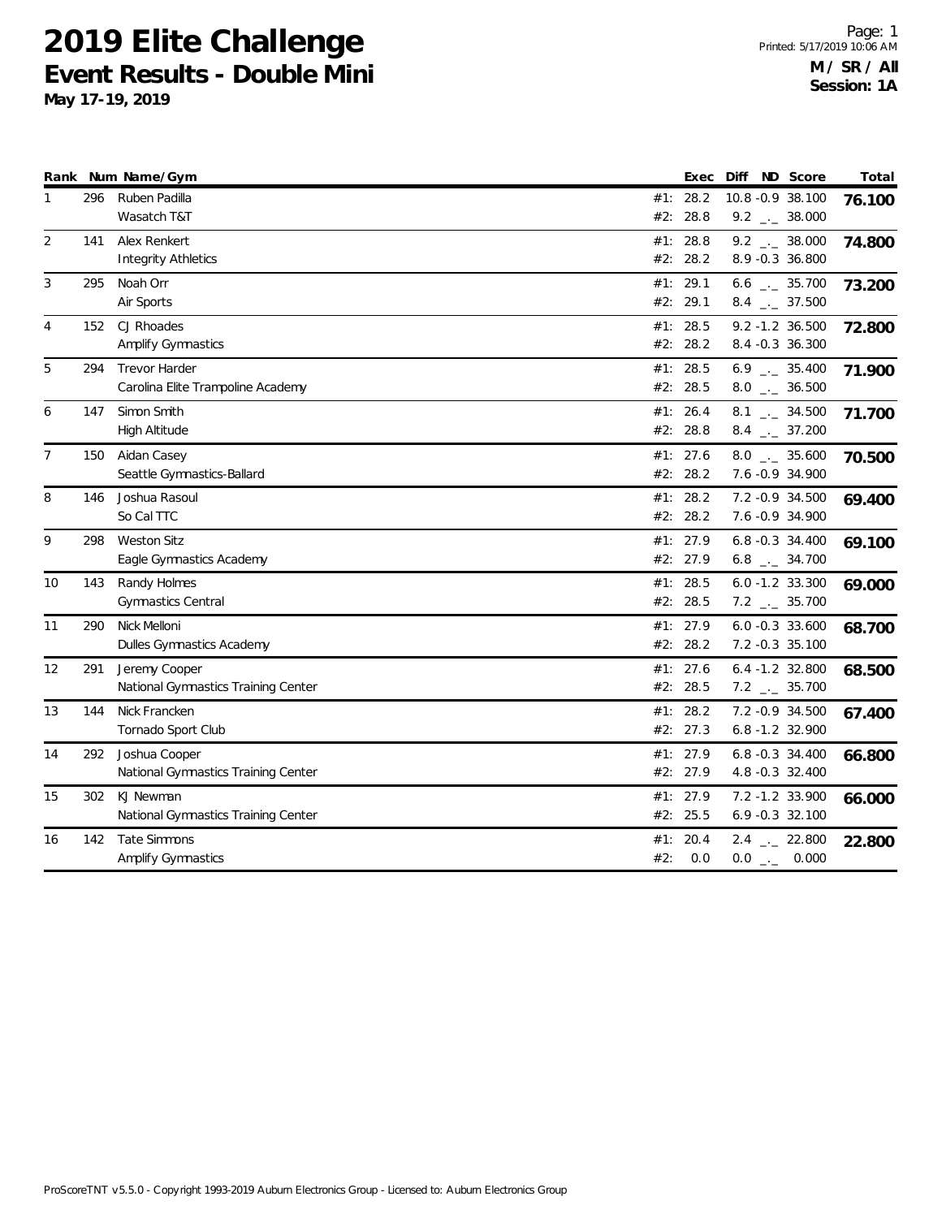# 2019 Elite Challenge
## Event Results - Double Mini
**May 17-19, 2019**

Printed: 5/17/2019 10:06 AM

**M / SR / All**
**Session: 1A**

| Rank | Num | Name/Gym | | Exec | Diff | ND | Score | Total |
|---|---|---|---|---|---|---|---|---|
| 1 | 296 | Ruben Padilla | #1: | 28.2 | 10.8 | -0.9 | 38.100 | **76.100** |
| | | Wasatch T&T | #2: | 28.8 | 9.2 | _._ | 38.000 | |
| 2 | 141 | Alex Renkert | #1: | 28.8 | 9.2 | _._ | 38.000 | **74.800** |
| | | Integrity Athletics | #2: | 28.2 | 8.9 | -0.3 | 36.800 | |
| 3 | 295 | Noah Orr | #1: | 29.1 | 6.6 | _._ | 35.700 | **73.200** |
| | | Air Sports | #2: | 29.1 | 8.4 | _._ | 37.500 | |
| 4 | 152 | CJ Rhoades | #1: | 28.5 | 9.2 | -1.2 | 36.500 | **72.800** |
| | | Amplify Gymnastics | #2: | 28.2 | 8.4 | -0.3 | 36.300 | |
| 5 | 294 | Trevor Harder | #1: | 28.5 | 6.9 | _._ | 35.400 | **71.900** |
| | | Carolina Elite Trampoline Academy | #2: | 28.5 | 8.0 | _._ | 36.500 | |
| 6 | 147 | Simon Smith | #1: | 26.4 | 8.1 | _._ | 34.500 | **71.700** |
| | | High Altitude | #2: | 28.8 | 8.4 | _._ | 37.200 | |
| 7 | 150 | Aidan Casey | #1: | 27.6 | 8.0 | _._ | 35.600 | **70.500** |
| | | Seattle Gymnastics-Ballard | #2: | 28.2 | 7.6 | -0.9 | 34.900 | |
| 8 | 146 | Joshua Rasoul | #1: | 28.2 | 7.2 | -0.9 | 34.500 | **69.400** |
| | | So Cal TTC | #2: | 28.2 | 7.6 | -0.9 | 34.900 | |
| 9 | 298 | Weston Sitz | #1: | 27.9 | 6.8 | -0.3 | 34.400 | **69.100** |
| | | Eagle Gymnastics Academy | #2: | 27.9 | 6.8 | _._ | 34.700 | |
| 10 | 143 | Randy Holmes | #1: | 28.5 | 6.0 | -1.2 | 33.300 | **69.000** |
| | | Gymnastics Central | #2: | 28.5 | 7.2 | _._ | 35.700 | |
| 11 | 290 | Nick Melloni | #1: | 27.9 | 6.0 | -0.3 | 33.600 | **68.700** |
| | | Dulles Gymnastics Academy | #2: | 28.2 | 7.2 | -0.3 | 35.100 | |
| 12 | 291 | Jeremy Cooper | #1: | 27.6 | 6.4 | -1.2 | 32.800 | **68.500** |
| | | National Gymnastics Training Center | #2: | 28.5 | 7.2 | _._ | 35.700 | |
| 13 | 144 | Nick Francken | #1: | 28.2 | 7.2 | -0.9 | 34.500 | **67.400** |
| | | Tornado Sport Club | #2: | 27.3 | 6.8 | -1.2 | 32.900 | |
| 14 | 292 | Joshua Cooper | #1: | 27.9 | 6.8 | -0.3 | 34.400 | **66.800** |
| | | National Gymnastics Training Center | #2: | 27.9 | 4.8 | -0.3 | 32.400 | |
| 15 | 302 | KJ Newman | #1: | 27.9 | 7.2 | -1.2 | 33.900 | **66.000** |
| | | National Gymnastics Training Center | #2: | 25.5 | 6.9 | -0.3 | 32.100 | |
| 16 | 142 | Tate Simmons | #1: | 20.4 | 2.4 | _._ | 22.800 | **22.800** |
| | | Amplify Gymnastics | #2: | 0.0 | 0.0 | _._ | 0.000 | |

ProScoreTNT v5.5.0 - Copyright 1993-2019 Auburn Electronics Group - Licensed to: Auburn Electronics Group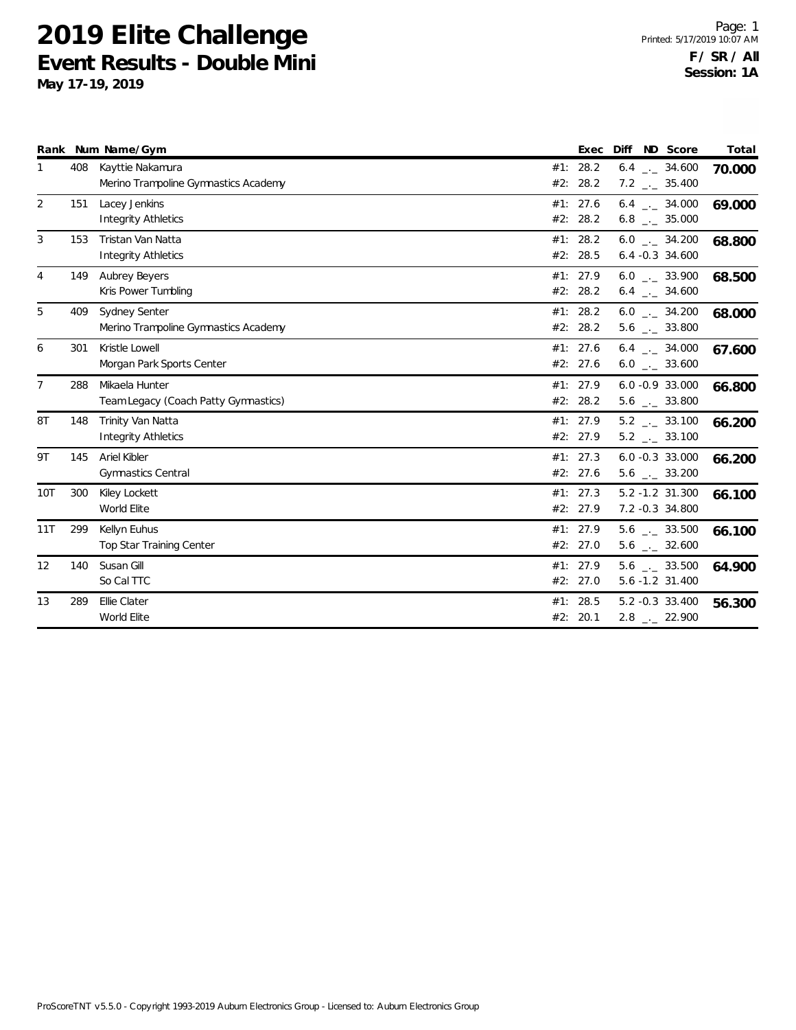# 2019 Elite Challenge
## Event Results - Double Mini

**May 17-19, 2019**

Printed: 5/17/2019 10:07 AM

**F / SR / All**
**Session: 1A**

| Rank | Num | Name/Gym | | Exec | Diff | ND | Score | Total |
|---|---|---|---|---|---|---|---|---|
| 1 | 408 | Kayttie Nakamura | #1: | 28.2 | 6.4 | _._ | 34.600 | **70.000** |
| | | Merino Trampoline Gymnastics Academy | #2: | 28.2 | 7.2 | _._ | 35.400 | |
| 2 | 151 | Lacey Jenkins | #1: | 27.6 | 6.4 | _._ | 34.000 | **69.000** |
| | | Integrity Athletics | #2: | 28.2 | 6.8 | _._ | 35.000 | |
| 3 | 153 | Tristan Van Natta | #1: | 28.2 | 6.0 | _._ | 34.200 | **68.800** |
| | | Integrity Athletics | #2: | 28.5 | 6.4 | -0.3 | 34.600 | |
| 4 | 149 | Aubrey Beyers | #1: | 27.9 | 6.0 | _._ | 33.900 | **68.500** |
| | | Kris Power Tumbling | #2: | 28.2 | 6.4 | _._ | 34.600 | |
| 5 | 409 | Sydney Senter | #1: | 28.2 | 6.0 | _._ | 34.200 | **68.000** |
| | | Merino Trampoline Gymnastics Academy | #2: | 28.2 | 5.6 | _._ | 33.800 | |
| 6 | 301 | Kristle Lowell | #1: | 27.6 | 6.4 | _._ | 34.000 | **67.600** |
| | | Morgan Park Sports Center | #2: | 27.6 | 6.0 | _._ | 33.600 | |
| 7 | 288 | Mikaela Hunter | #1: | 27.9 | 6.0 | -0.9 | 33.000 | **66.800** |
| | | Team Legacy (Coach Patty Gymnastics) | #2: | 28.2 | 5.6 | _._ | 33.800 | |
| 8T | 148 | Trinity Van Natta | #1: | 27.9 | 5.2 | _._ | 33.100 | **66.200** |
| | | Integrity Athletics | #2: | 27.9 | 5.2 | _._ | 33.100 | |
| 9T | 145 | Ariel Kibler | #1: | 27.3 | 6.0 | -0.3 | 33.000 | **66.200** |
| | | Gymnastics Central | #2: | 27.6 | 5.6 | _._ | 33.200 | |
| 10T | 300 | Kiley Lockett | #1: | 27.3 | 5.2 | -1.2 | 31.300 | **66.100** |
| | | World Elite | #2: | 27.9 | 7.2 | -0.3 | 34.800 | |
| 11T | 299 | Kellyn Euhus | #1: | 27.9 | 5.6 | _._ | 33.500 | **66.100** |
| | | Top Star Training Center | #2: | 27.0 | 5.6 | _._ | 32.600 | |
| 12 | 140 | Susan Gill | #1: | 27.9 | 5.6 | _._ | 33.500 | **64.900** |
| | | So Cal TTC | #2: | 27.0 | 5.6 | -1.2 | 31.400 | |
| 13 | 289 | Ellie Clater | #1: | 28.5 | 5.2 | -0.3 | 33.400 | **56.300** |
| | | World Elite | #2: | 20.1 | 2.8 | _._ | 22.900 | |

ProScoreTNT v5.5.0 - Copyright 1993-2019 Auburn Electronics Group - Licensed to: Auburn Electronics Group